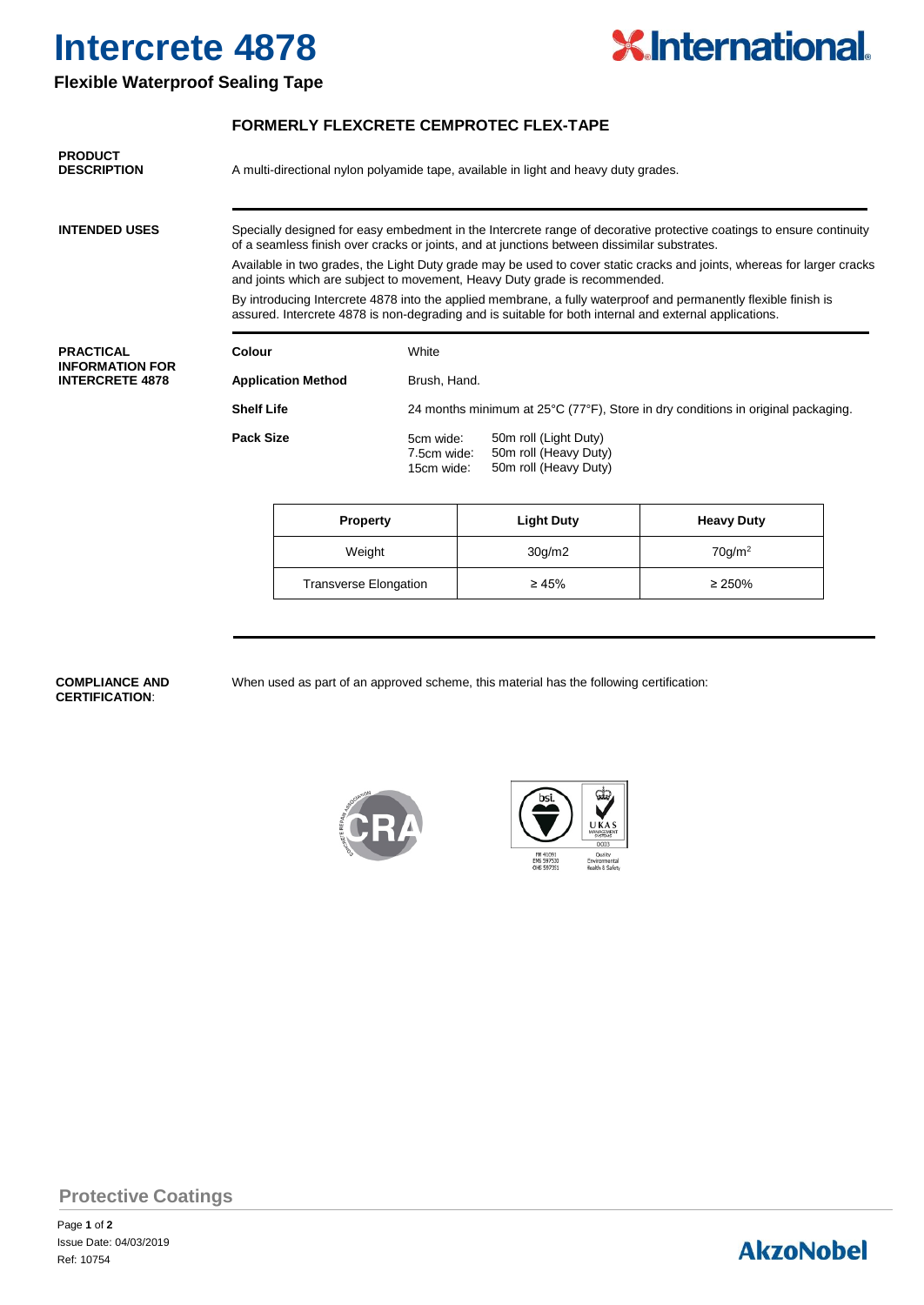# Intercrete 4878

## Flexible Waterproof Sealing Tape

### FORMERLY FLEXCRETE CEMPROTEC FLEX-TAPE

**PRODUCT DESCRIPTION**

A multi-directional nylon polyamide tape, available in light and heavy duty grades.

**INTENDED USES**

Specially designed for easy embedment in the Intercrete range of decorative protective coatings to ensure continuity of a seamless finish over cracks or joints, and at junctions between dissimilar substrates.

Available in two grades, the Light Duty grade may be used to cover static cracks and joints, whereas for larger cracks and joints which are subject to movement, Heavy Duty grade is recommended.

By introducing Intercrete 4878 into the applied membrane, a fully waterproof and permanently flexible finish is assured. Intercrete 4878 is non-degrading and is suitable for both internal and external applications.

**PRACTICAL INFORMATION FOR INTERCRETE 4878**

**Colour** White

**Application Method** Brush, Hand.

**Shelf Life** 24 months minimum at 25°C (77°F), Store in dry conditions in original packaging.

**Pack Size**

5cm wide: 50m roll (Light Duty)
7.5cm wide: 50m roll (Heavy Duty)
15cm wide: 50m roll (Heavy Duty)

| Property | Light Duty | Heavy Duty |
| --- | --- | --- |
| Weight | 30g/m2 | 70g/m$^2$ |
| Transverse Elongation | ≥ 45% | ≥ 250% |

**COMPLIANCE AND CERTIFICATION:**

When used as part of an approved scheme, this material has the following certification:

**Protective Coatings**

Issue Date: 04/03/2019
Ref: 10754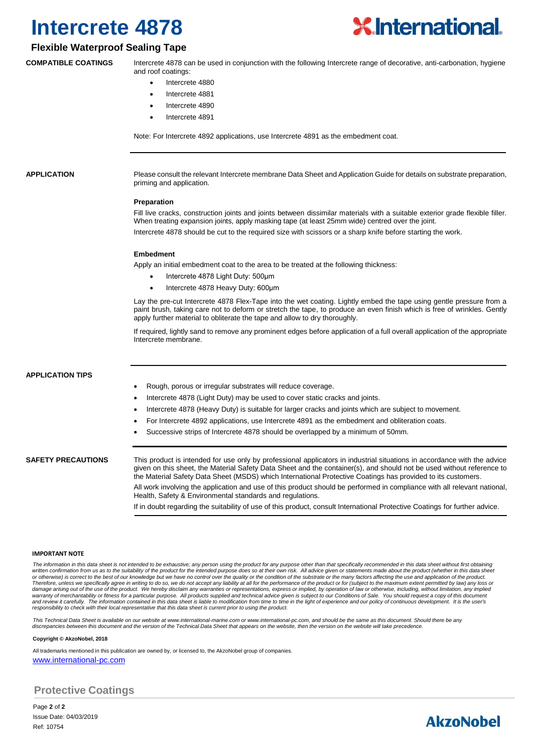# Intercrete 4878

## Flexible Waterproof Sealing Tape

### COMPATIBLE COATINGS

Intercrete 4878 can be used in conjunction with the following Intercrete range of decorative, anti-carbonation, hygiene and roof coatings:

- Intercrete 4880
- Intercrete 4881
- Intercrete 4890
- Intercrete 4891

Note: For Intercrete 4892 applications, use Intercrete 4891 as the embedment coat.

### APPLICATION

Please consult the relevant Intercrete membrane Data Sheet and Application Guide for details on substrate preparation, priming and application.

**Preparation**

Fill live cracks, construction joints and joints between dissimilar materials with a suitable exterior grade flexible filler. When treating expansion joints, apply masking tape (at least 25mm wide) centred over the joint.

Intercrete 4878 should be cut to the required size with scissors or a sharp knife before starting the work.

**Embedment**

Apply an initial embedment coat to the area to be treated at the following thickness:

- Intercrete 4878 Light Duty: 500µm
- Intercrete 4878 Heavy Duty: 600µm

Lay the pre-cut Intercrete 4878 Flex-Tape into the wet coating. Lightly embed the tape using gentle pressure from a paint brush, taking care not to deform or stretch the tape, to produce an even finish which is free of wrinkles. Gently apply further material to obliterate the tape and allow to dry thoroughly.

If required, lightly sand to remove any prominent edges before application of a full overall application of the appropriate Intercrete membrane.

### APPLICATION TIPS

- Rough, porous or irregular substrates will reduce coverage.
- Intercrete 4878 (Light Duty) may be used to cover static cracks and joints.
- Intercrete 4878 (Heavy Duty) is suitable for larger cracks and joints which are subject to movement.
- For Intercrete 4892 applications, use Intercrete 4891 as the embedment and obliteration coats.
- Successive strips of Intercrete 4878 should be overlapped by a minimum of 50mm.

### SAFETY PRECAUTIONS

This product is intended for use only by professional applicators in industrial situations in accordance with the advice given on this sheet, the Material Safety Data Sheet and the container(s), and should not be used without reference to the Material Safety Data Sheet (MSDS) which International Protective Coatings has provided to its customers.

All work involving the application and use of this product should be performed in compliance with all relevant national, Health, Safety & Environmental standards and regulations.

If in doubt regarding the suitability of use of this product, consult International Protective Coatings for further advice.

**IMPORTANT NOTE**

*The information in this data sheet is not intended to be exhaustive; any person using the product for any purpose other than that specifically recommended in this data sheet without first obtaining written confirmation from us as to the suitability of the product for the intended purpose does so at their own risk. All advice given or statements made about the product (whether in this data sheet or otherwise) is correct to the best of our knowledge but we have no control over the quality or the condition of the substrate or the many factors affecting the use and application of the product. Therefore, unless we specifically agree in writing to do so, we do not accept any liability at all for the performance of the product or for (subject to the maximum extent permitted by law) any loss or damage arising out of the use of the product. We hereby disclaim any warranties or representations, express or implied, by operation of law or otherwise, including, without limitation, any implied warranty of merchantability or fitness for a particular purpose. All products supplied and technical advice given is subject to our Conditions of Sale. You should request a copy of this document and review it carefully. The information contained in this data sheet is liable to modification from time to time in the light of experience and our policy of continuous development. It is the user's responsibility to check with their local representative that this data sheet is current prior to using the product.*

*This Technical Data Sheet is available on our website at www.international-marine.com or www.international-pc.com, and should be the same as this document. Should there be any discrepancies between this document and the version of the Technical Data Sheet that appears on the website, then the version on the website will take precedence.*

**Copyright © AkzoNobel, 2018**

All trademarks mentioned in this publication are owned by, or licensed to, the AkzoNobel group of companies.

www.international-pc.com

Protective Coatings

Issue Date: 04/03/2019

Ref: 10754